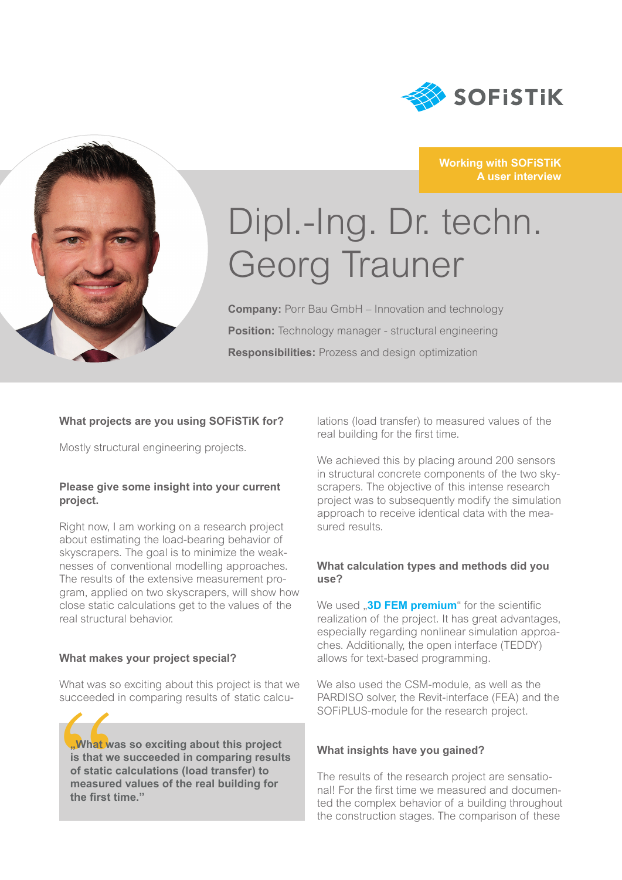SOFiSTiK

**Working with SOFiSTiK**
**A user interview**

# Dipl.-Ing. Dr. techn. Georg Trauner

**Company:** Porr Bau GmbH – Innovation and technology

**Position:** Technology manager - structural engineering

**Responsibilities:** Prozess and design optimization

### What projects are you using SOFiSTiK for?

Mostly structural engineering projects.

### Please give some insight into your current project.

Right now, I am working on a research project about estimating the load-bearing behavior of skyscrapers. The goal is to minimize the weaknesses of conventional modelling approaches. The results of the extensive measurement program, applied on two skyscrapers, will show how close static calculations get to the values of the real structural behavior.

### What makes your project special?

What was so exciting about this project is that we succeeded in comparing results of static calculations (load transfer) to measured values of the real building for the first time.

> **„What was so exciting about this project is that we succeeded in comparing results of static calculations (load transfer) to measured values of the real building for the first time."**

We achieved this by placing around 200 sensors in structural concrete components of the two skyscrapers. The objective of this intense research project was to subsequently modify the simulation approach to receive identical data with the measured results.

### What calculation types and methods did you use?

We used „**3D FEM premium**" for the scientific realization of the project. It has great advantages, especially regarding nonlinear simulation approaches. Additionally, the open interface (TEDDY) allows for text-based programming.

We also used the CSM-module, as well as the PARDISO solver, the Revit-interface (FEA) and the SOFiPLUS-module for the research project.

### What insights have you gained?

The results of the research project are sensational! For the first time we measured and documented the complex behavior of a building throughout the construction stages. The comparison of these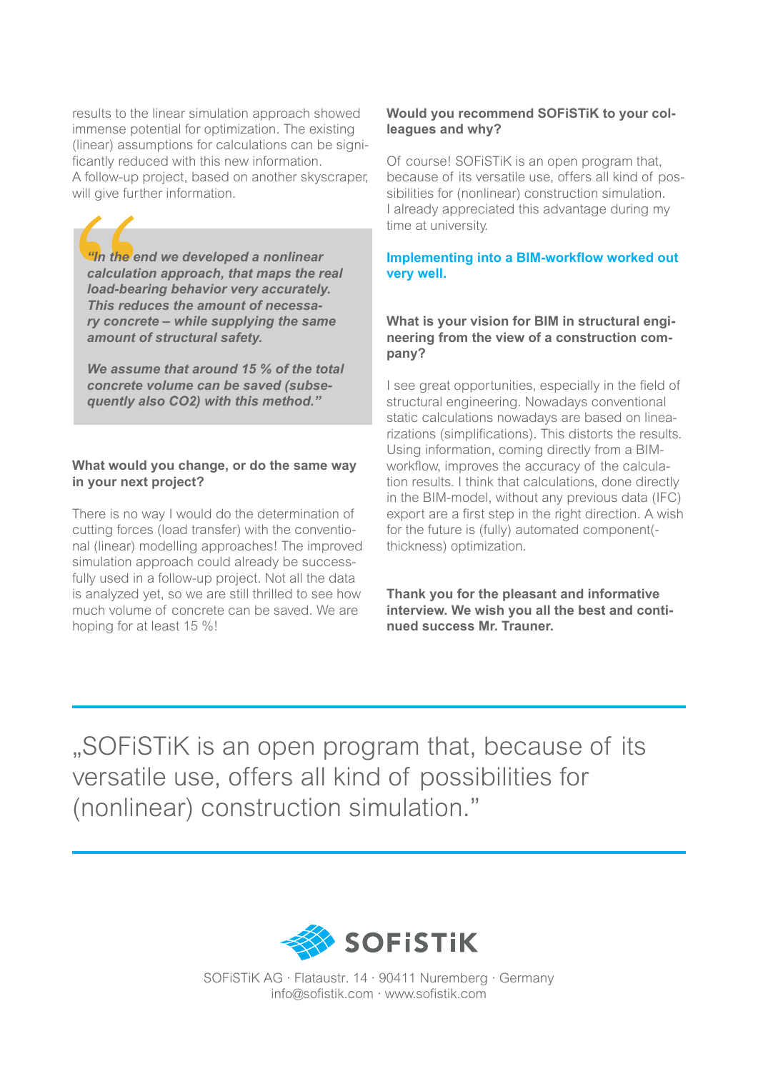results to the linear simulation approach showed immense potential for optimization. The existing (linear) assumptions for calculations can be significantly reduced with this new information.
A follow-up project, based on another skyscraper, will give further information.

> ***"In the end we developed a nonlinear calculation approach, that maps the real load-bearing behavior very accurately. This reduces the amount of necessary concrete – while supplying the same amount of structural safety.***
>
> ***We assume that around 15 % of the total concrete volume can be saved (subsequently also $CO_2$) with this method."***

**What would you change, or do the same way in your next project?**

There is no way I would do the determination of cutting forces (load transfer) with the conventional (linear) modelling approaches! The improved simulation approach could already be successfully used in a follow-up project. Not all the data is analyzed yet, so we are still thrilled to see how much volume of concrete can be saved. We are hoping for at least 15 %!

**Would you recommend SOFiSTiK to your colleagues and why?**

Of course! SOFiSTiK is an open program that, because of its versatile use, offers all kind of possibilities for (nonlinear) construction simulation.
I already appreciated this advantage during my time at university.

**Implementing into a BIM-workflow worked out very well.**

**What is your vision for BIM in structural engineering from the view of a construction company?**

I see great opportunities, especially in the field of structural engineering. Nowadays conventional static calculations nowadays are based on linearizations (simplifications). This distorts the results. Using information, coming directly from a BIM-workflow, improves the accuracy of the calculation results. I think that calculations, done directly in the BIM-model, without any previous data (IFC) export are a first step in the right direction. A wish for the future is (fully) automated component(-thickness) optimization.

**Thank you for the pleasant and informative interview. We wish you all the best and continued success Mr. Trauner.**

---

„SOFiSTiK is an open program that, because of its versatile use, offers all kind of possibilities for (nonlinear) construction simulation."

---

SOFiSTiK

SOFiSTiK AG · Flataustr. 14 · 90411 Nuremberg · Germany
info@sofistik.com · www.sofistik.com